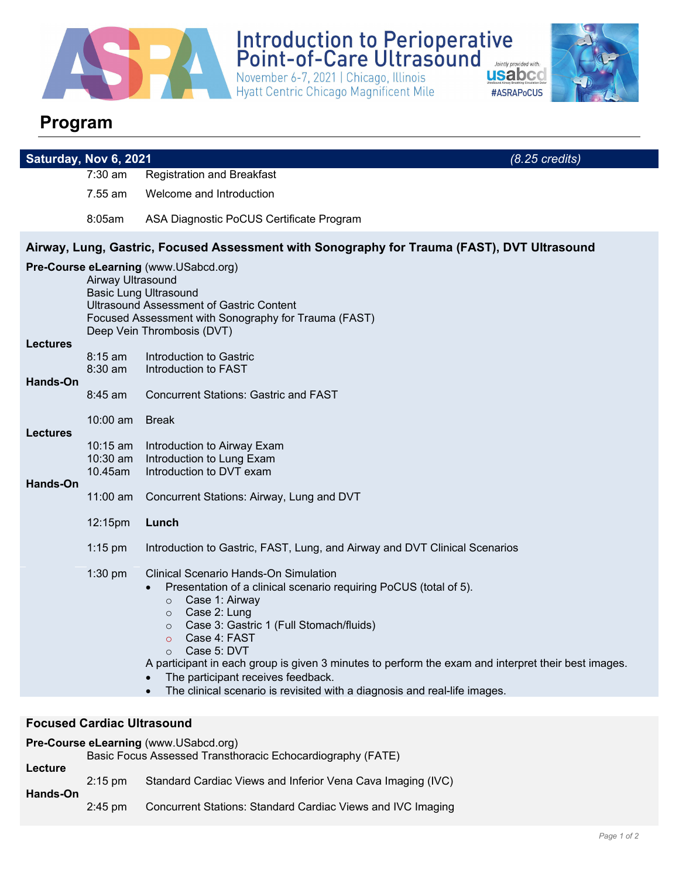# Introduction to Perioperative Point-of-Care Ultrasound

November 6-7, 2021 | Chicago, Illinois
Hyatt Centric Chicago Magnificent Mile

Jointly provided with: usabcd

#ASRAPoCUS

## Program

**Saturday, Nov 6, 2021** *(8.25 credits)*

| | |
|---|---|
| 7:30 am | Registration and Breakfast |
| 7.55 am | Welcome and Introduction |
| 8:05am | ASA Diagnostic PoCUS Certificate Program |

### Airway, Lung, Gastric, Focused Assessment with Sonography for Trauma (FAST), DVT Ultrasound

**Pre-Course eLearning** (www.USabcd.org)

- Airway Ultrasound
- Basic Lung Ultrasound
- Ultrasound Assessment of Gastric Content
- Focused Assessment with Sonography for Trauma (FAST)
- Deep Vein Thrombosis (DVT)

**Lectures**

| | |
|---|---|
| 8:15 am | Introduction to Gastric |
| 8:30 am | Introduction to FAST |

**Hands-On**

| | |
|---|---|
| 8:45 am | Concurrent Stations: Gastric and FAST |
| 10:00 am | Break |

**Lectures**

| | |
|---|---|
| 10:15 am | Introduction to Airway Exam |
| 10:30 am | Introduction to Lung Exam |
| 10.45am | Introduction to DVT exam |

**Hands-On**

| | |
|---|---|
| 11:00 am | Concurrent Stations: Airway, Lung and DVT |
| 12:15pm | **Lunch** |
| 1:15 pm | Introduction to Gastric, FAST, Lung, and Airway and DVT Clinical Scenarios |
| 1:30 pm | Clinical Scenario Hands-On Simulation |

- Presentation of a clinical scenario requiring PoCUS (total of 5).
  - Case 1: Airway
  - Case 2: Lung
  - Case 3: Gastric 1 (Full Stomach/fluids)
  - Case 4: FAST
  - Case 5: DVT

A participant in each group is given 3 minutes to perform the exam and interpret their best images.

- The participant receives feedback.
- The clinical scenario is revisited with a diagnosis and real-life images.

### Focused Cardiac Ultrasound

**Pre-Course eLearning** (www.USabcd.org)

- Basic Focus Assessed Transthoracic Echocardiography (FATE)

**Lecture**

| | |
|---|---|
| 2:15 pm | Standard Cardiac Views and Inferior Vena Cava Imaging (IVC) |

**Hands-On**

| | |
|---|---|
| 2:45 pm | Concurrent Stations: Standard Cardiac Views and IVC Imaging |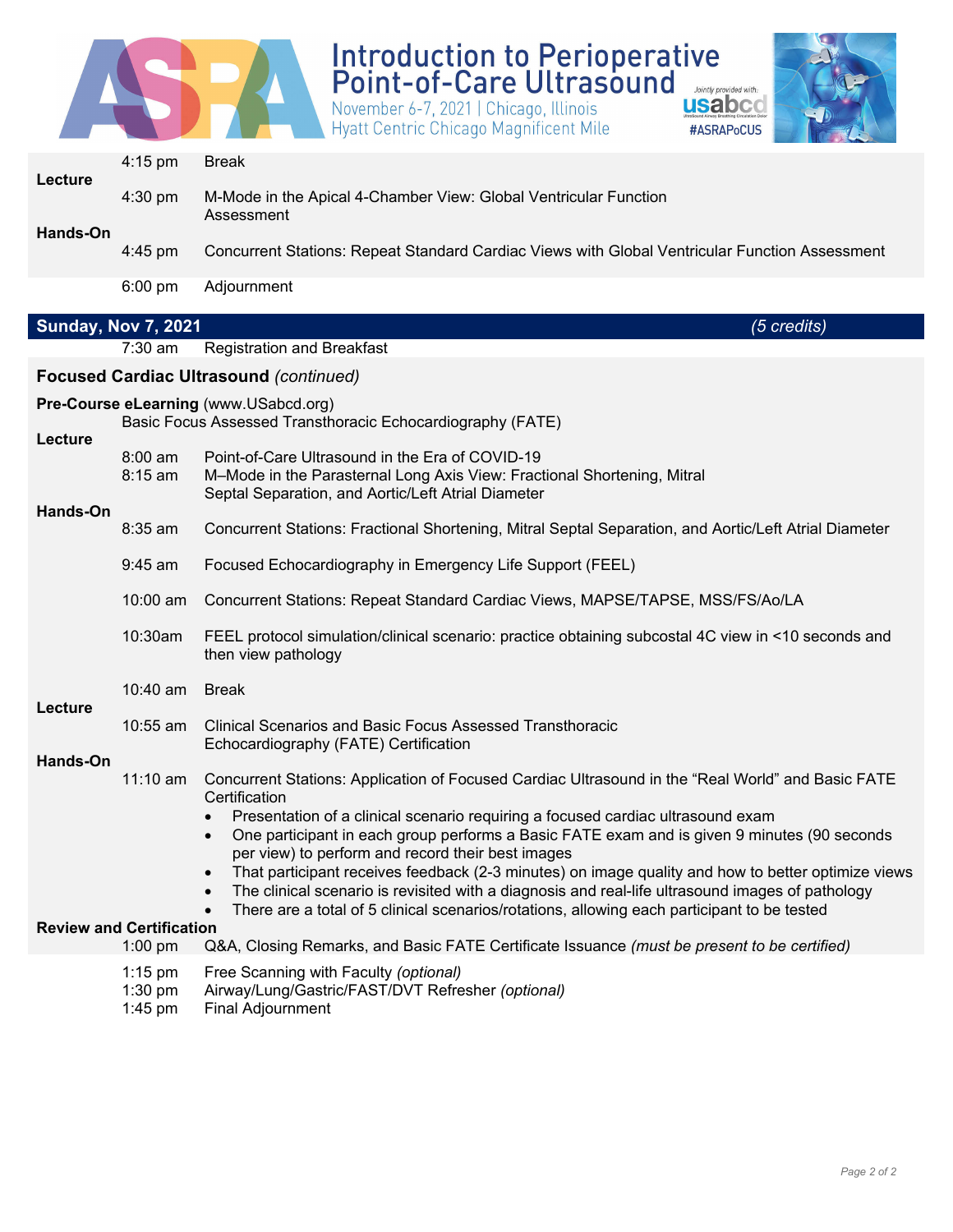# Introduction to Perioperative Point-of-Care Ultrasound

November 6-7, 2021 | Chicago, Illinois
Hyatt Centric Chicago Magnificent Mile

Jointly provided with: usabcd

#ASRAPoCUS

| | | |
|---|---|---|
| | 4:15 pm | Break |
| **Lecture** | 4:30 pm | M-Mode in the Apical 4-Chamber View: Global Ventricular Function Assessment |
| **Hands-On** | 4:45 pm | Concurrent Stations: Repeat Standard Cardiac Views with Global Ventricular Function Assessment |
| | 6:00 pm | Adjournment |

## Sunday, Nov 7, 2021 *(5 credits)*

| | | |
|---|---|---|
| | 7:30 am | Registration and Breakfast |

### Focused Cardiac Ultrasound *(continued)*

| | | |
|---|---|---|
| **Pre-Course eLearning** (www.USabcd.org) | | Basic Focus Assessed Transthoracic Echocardiography (FATE) |
| **Lecture** | 8:00 am | Point-of-Care Ultrasound in the Era of COVID-19 |
| | 8:15 am | M–Mode in the Parasternal Long Axis View: Fractional Shortening, Mitral Septal Separation, and Aortic/Left Atrial Diameter |
| **Hands-On** | 8:35 am | Concurrent Stations: Fractional Shortening, Mitral Septal Separation, and Aortic/Left Atrial Diameter |
| | 9:45 am | Focused Echocardiography in Emergency Life Support (FEEL) |
| | 10:00 am | Concurrent Stations: Repeat Standard Cardiac Views, MAPSE/TAPSE, MSS/FS/Ao/LA |
| | 10:30am | FEEL protocol simulation/clinical scenario: practice obtaining subcostal 4C view in <10 seconds and then view pathology |
| | 10:40 am | Break |
| **Lecture** | 10:55 am | Clinical Scenarios and Basic Focus Assessed Transthoracic Echocardiography (FATE) Certification |
| **Hands-On** | 11:10 am | Concurrent Stations: Application of Focused Cardiac Ultrasound in the "Real World" and Basic FATE Certification |

- Presentation of a clinical scenario requiring a focused cardiac ultrasound exam
- One participant in each group performs a Basic FATE exam and is given 9 minutes (90 seconds per view) to perform and record their best images
- That participant receives feedback (2-3 minutes) on image quality and how to better optimize views
- The clinical scenario is revisited with a diagnosis and real-life ultrasound images of pathology
- There are a total of 5 clinical scenarios/rotations, allowing each participant to be tested

| | | |
|---|---|---|
| **Review and Certification** | 1:00 pm | Q&A, Closing Remarks, and Basic FATE Certificate Issuance *(must be present to be certified)* |
| | 1:15 pm | Free Scanning with Faculty *(optional)* |
| | 1:30 pm | Airway/Lung/Gastric/FAST/DVT Refresher *(optional)* |
| | 1:45 pm | Final Adjournment |